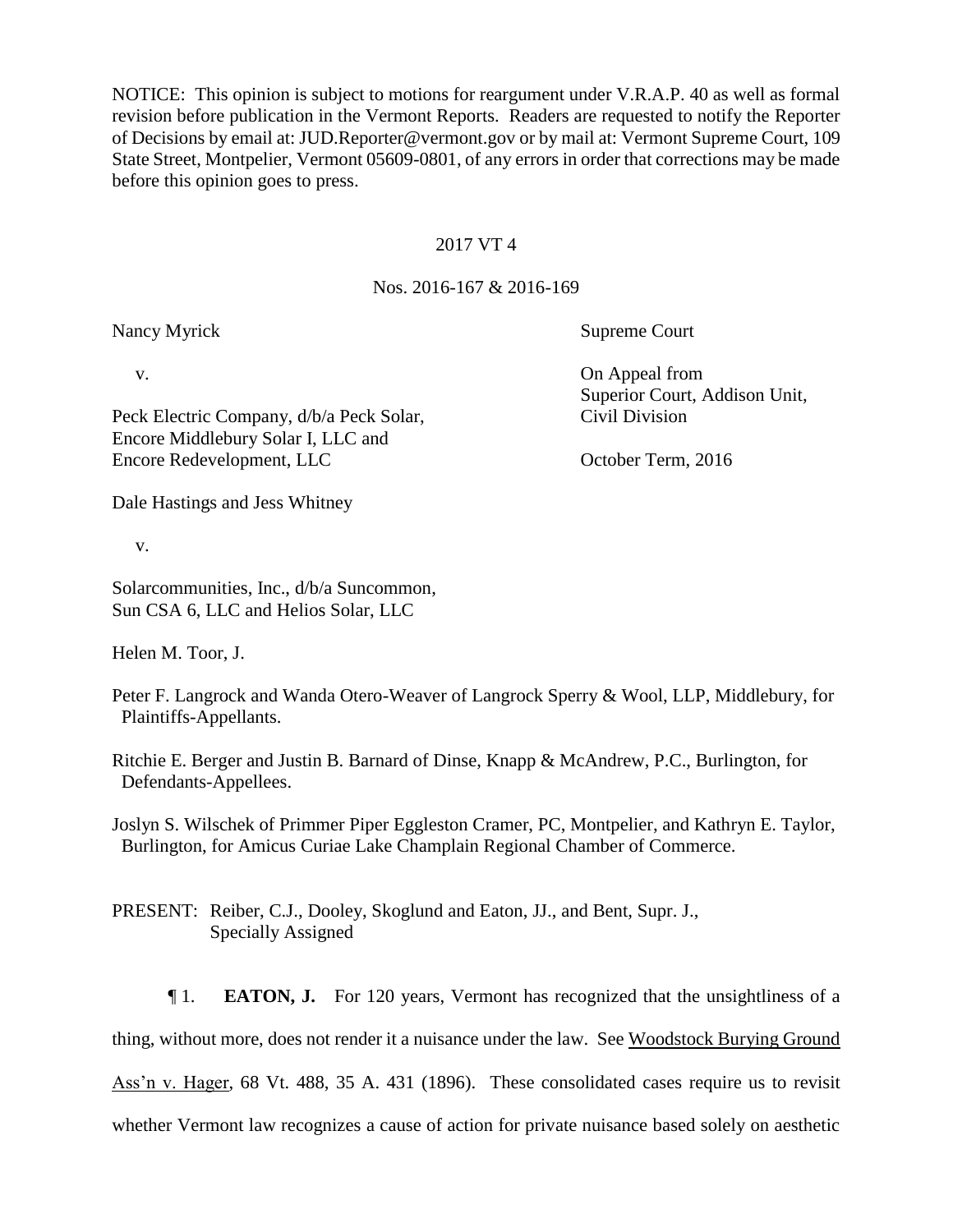NOTICE: This opinion is subject to motions for reargument under V.R.A.P. 40 as well as formal revision before publication in the Vermont Reports. Readers are requested to notify the Reporter of Decisions by email at: JUD.Reporter@vermont.gov or by mail at: Vermont Supreme Court, 109 State Street, Montpelier, Vermont 05609-0801, of any errors in order that corrections may be made before this opinion goes to press.

2017 VT 4

Nos. 2016-167 & 2016-169

| | |
|---|---|
| Nancy Myrick | Supreme Court |
| v. | On Appeal from Superior Court, Addison Unit, Civil Division |
| Peck Electric Company, d/b/a Peck Solar, Encore Middlebury Solar I, LLC and Encore Redevelopment, LLC | October Term, 2016 |

Dale Hastings and Jess Whitney

v.

Solarcommunities, Inc., d/b/a Suncommon, Sun CSA 6, LLC and Helios Solar, LLC

Helen M. Toor, J.

Peter F. Langrock and Wanda Otero-Weaver of Langrock Sperry & Wool, LLP, Middlebury, for Plaintiffs-Appellants.

Ritchie E. Berger and Justin B. Barnard of Dinse, Knapp & McAndrew, P.C., Burlington, for Defendants-Appellees.

Joslyn S. Wilschek of Primmer Piper Eggleston Cramer, PC, Montpelier, and Kathryn E. Taylor, Burlington, for Amicus Curiae Lake Champlain Regional Chamber of Commerce.

PRESENT: Reiber, C.J., Dooley, Skoglund and Eaton, JJ., and Bent, Supr. J., Specially Assigned

¶ 1. **EATON, J.** For 120 years, Vermont has recognized that the unsightliness of a thing, without more, does not render it a nuisance under the law. See Woodstock Burying Ground Ass'n v. Hager, 68 Vt. 488, 35 A. 431 (1896). These consolidated cases require us to revisit whether Vermont law recognizes a cause of action for private nuisance based solely on aesthetic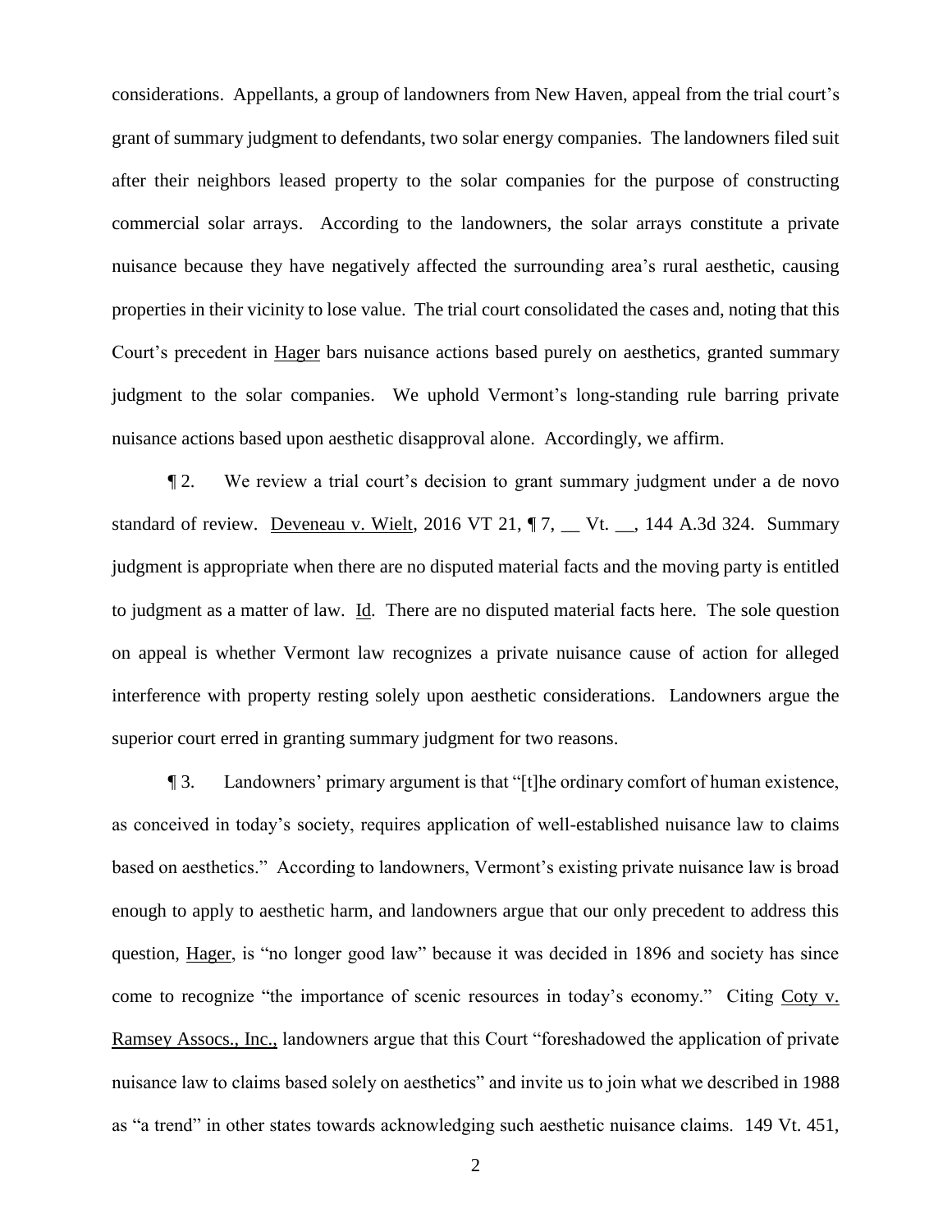considerations. Appellants, a group of landowners from New Haven, appeal from the trial court's grant of summary judgment to defendants, two solar energy companies. The landowners filed suit after their neighbors leased property to the solar companies for the purpose of constructing commercial solar arrays. According to the landowners, the solar arrays constitute a private nuisance because they have negatively affected the surrounding area's rural aesthetic, causing properties in their vicinity to lose value. The trial court consolidated the cases and, noting that this Court's precedent in Hager bars nuisance actions based purely on aesthetics, granted summary judgment to the solar companies. We uphold Vermont's long-standing rule barring private nuisance actions based upon aesthetic disapproval alone. Accordingly, we affirm.

¶ 2. We review a trial court's decision to grant summary judgment under a de novo standard of review. Deveneau v. Wielt, 2016 VT 21, ¶ 7, __ Vt. __, 144 A.3d 324. Summary judgment is appropriate when there are no disputed material facts and the moving party is entitled to judgment as a matter of law. Id. There are no disputed material facts here. The sole question on appeal is whether Vermont law recognizes a private nuisance cause of action for alleged interference with property resting solely upon aesthetic considerations. Landowners argue the superior court erred in granting summary judgment for two reasons.

¶ 3. Landowners' primary argument is that "[t]he ordinary comfort of human existence, as conceived in today's society, requires application of well-established nuisance law to claims based on aesthetics." According to landowners, Vermont's existing private nuisance law is broad enough to apply to aesthetic harm, and landowners argue that our only precedent to address this question, Hager, is "no longer good law" because it was decided in 1896 and society has since come to recognize "the importance of scenic resources in today's economy." Citing Coty v. Ramsey Assocs., Inc., landowners argue that this Court "foreshadowed the application of private nuisance law to claims based solely on aesthetics" and invite us to join what we described in 1988 as "a trend" in other states towards acknowledging such aesthetic nuisance claims. 149 Vt. 451,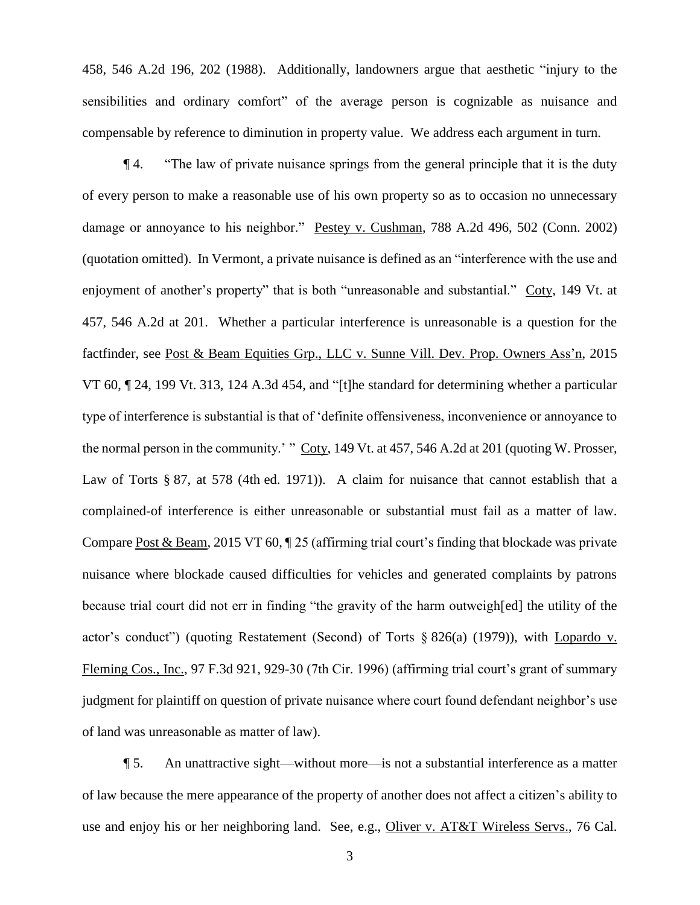458, 546 A.2d 196, 202 (1988). Additionally, landowners argue that aesthetic "injury to the sensibilities and ordinary comfort" of the average person is cognizable as nuisance and compensable by reference to diminution in property value. We address each argument in turn.

¶ 4. "The law of private nuisance springs from the general principle that it is the duty of every person to make a reasonable use of his own property so as to occasion no unnecessary damage or annoyance to his neighbor." Pestey v. Cushman, 788 A.2d 496, 502 (Conn. 2002) (quotation omitted). In Vermont, a private nuisance is defined as an "interference with the use and enjoyment of another's property" that is both "unreasonable and substantial." Coty, 149 Vt. at 457, 546 A.2d at 201. Whether a particular interference is unreasonable is a question for the factfinder, see Post & Beam Equities Grp., LLC v. Sunne Vill. Dev. Prop. Owners Ass'n, 2015 VT 60, ¶ 24, 199 Vt. 313, 124 A.3d 454, and "[t]he standard for determining whether a particular type of interference is substantial is that of 'definite offensiveness, inconvenience or annoyance to the normal person in the community.' " Coty, 149 Vt. at 457, 546 A.2d at 201 (quoting W. Prosser, Law of Torts § 87, at 578 (4th ed. 1971)). A claim for nuisance that cannot establish that a complained-of interference is either unreasonable or substantial must fail as a matter of law. Compare Post & Beam, 2015 VT 60, ¶ 25 (affirming trial court's finding that blockade was private nuisance where blockade caused difficulties for vehicles and generated complaints by patrons because trial court did not err in finding "the gravity of the harm outweigh[ed] the utility of the actor's conduct") (quoting Restatement (Second) of Torts § 826(a) (1979)), with Lopardo v. Fleming Cos., Inc., 97 F.3d 921, 929-30 (7th Cir. 1996) (affirming trial court's grant of summary judgment for plaintiff on question of private nuisance where court found defendant neighbor's use of land was unreasonable as matter of law).

¶ 5. An unattractive sight—without more—is not a substantial interference as a matter of law because the mere appearance of the property of another does not affect a citizen's ability to use and enjoy his or her neighboring land. See, e.g., Oliver v. AT&T Wireless Servs., 76 Cal.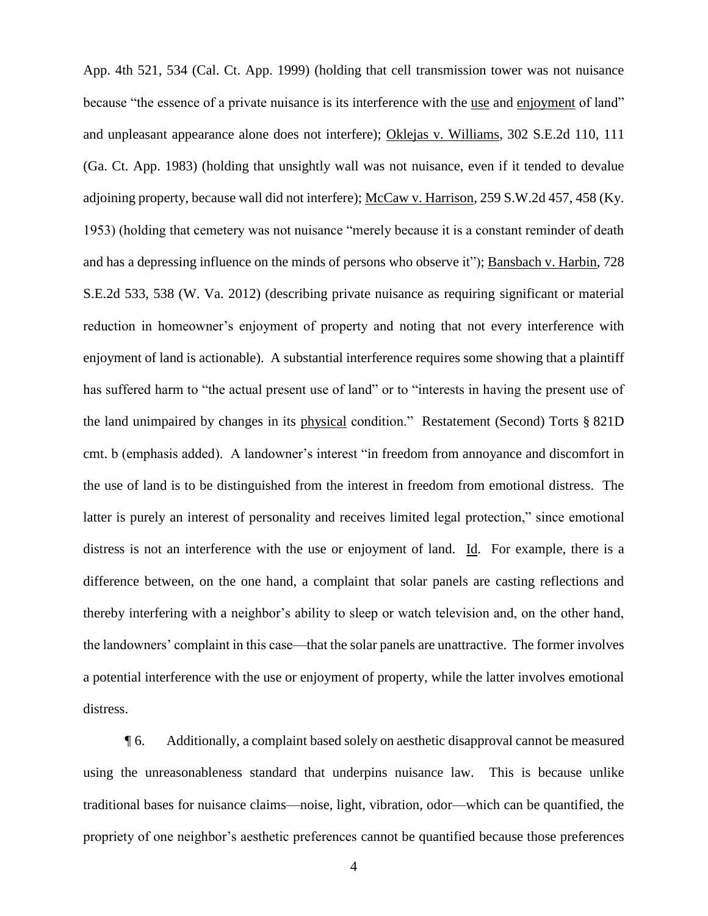App. 4th 521, 534 (Cal. Ct. App. 1999) (holding that cell transmission tower was not nuisance because "the essence of a private nuisance is its interference with the use and enjoyment of land" and unpleasant appearance alone does not interfere); Oklejas v. Williams, 302 S.E.2d 110, 111 (Ga. Ct. App. 1983) (holding that unsightly wall was not nuisance, even if it tended to devalue adjoining property, because wall did not interfere); McCaw v. Harrison, 259 S.W.2d 457, 458 (Ky. 1953) (holding that cemetery was not nuisance "merely because it is a constant reminder of death and has a depressing influence on the minds of persons who observe it"); Bansbach v. Harbin, 728 S.E.2d 533, 538 (W. Va. 2012) (describing private nuisance as requiring significant or material reduction in homeowner's enjoyment of property and noting that not every interference with enjoyment of land is actionable). A substantial interference requires some showing that a plaintiff has suffered harm to "the actual present use of land" or to "interests in having the present use of the land unimpaired by changes in its physical condition." Restatement (Second) Torts § 821D cmt. b (emphasis added). A landowner's interest "in freedom from annoyance and discomfort in the use of land is to be distinguished from the interest in freedom from emotional distress. The latter is purely an interest of personality and receives limited legal protection," since emotional distress is not an interference with the use or enjoyment of land. Id. For example, there is a difference between, on the one hand, a complaint that solar panels are casting reflections and thereby interfering with a neighbor's ability to sleep or watch television and, on the other hand, the landowners' complaint in this case—that the solar panels are unattractive. The former involves a potential interference with the use or enjoyment of property, while the latter involves emotional distress.

¶ 6. Additionally, a complaint based solely on aesthetic disapproval cannot be measured using the unreasonableness standard that underpins nuisance law. This is because unlike traditional bases for nuisance claims—noise, light, vibration, odor—which can be quantified, the propriety of one neighbor's aesthetic preferences cannot be quantified because those preferences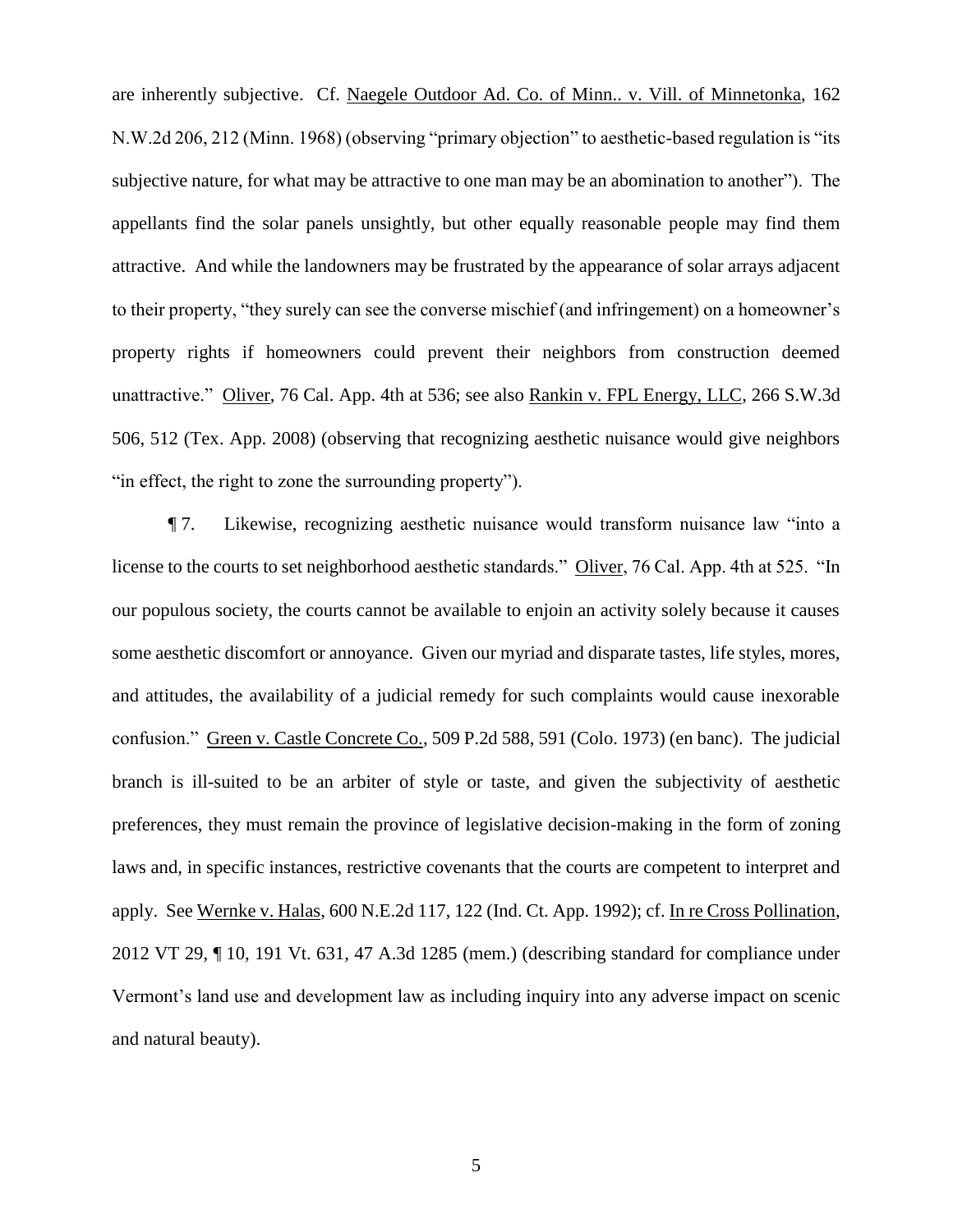are inherently subjective. Cf. Naegele Outdoor Ad. Co. of Minn.. v. Vill. of Minnetonka, 162 N.W.2d 206, 212 (Minn. 1968) (observing "primary objection" to aesthetic-based regulation is "its subjective nature, for what may be attractive to one man may be an abomination to another"). The appellants find the solar panels unsightly, but other equally reasonable people may find them attractive. And while the landowners may be frustrated by the appearance of solar arrays adjacent to their property, "they surely can see the converse mischief (and infringement) on a homeowner's property rights if homeowners could prevent their neighbors from construction deemed unattractive." Oliver, 76 Cal. App. 4th at 536; see also Rankin v. FPL Energy, LLC, 266 S.W.3d 506, 512 (Tex. App. 2008) (observing that recognizing aesthetic nuisance would give neighbors "in effect, the right to zone the surrounding property").

¶ 7. Likewise, recognizing aesthetic nuisance would transform nuisance law "into a license to the courts to set neighborhood aesthetic standards." Oliver, 76 Cal. App. 4th at 525. "In our populous society, the courts cannot be available to enjoin an activity solely because it causes some aesthetic discomfort or annoyance. Given our myriad and disparate tastes, life styles, mores, and attitudes, the availability of a judicial remedy for such complaints would cause inexorable confusion." Green v. Castle Concrete Co., 509 P.2d 588, 591 (Colo. 1973) (en banc). The judicial branch is ill-suited to be an arbiter of style or taste, and given the subjectivity of aesthetic preferences, they must remain the province of legislative decision-making in the form of zoning laws and, in specific instances, restrictive covenants that the courts are competent to interpret and apply. See Wernke v. Halas, 600 N.E.2d 117, 122 (Ind. Ct. App. 1992); cf. In re Cross Pollination, 2012 VT 29, ¶ 10, 191 Vt. 631, 47 A.3d 1285 (mem.) (describing standard for compliance under Vermont's land use and development law as including inquiry into any adverse impact on scenic and natural beauty).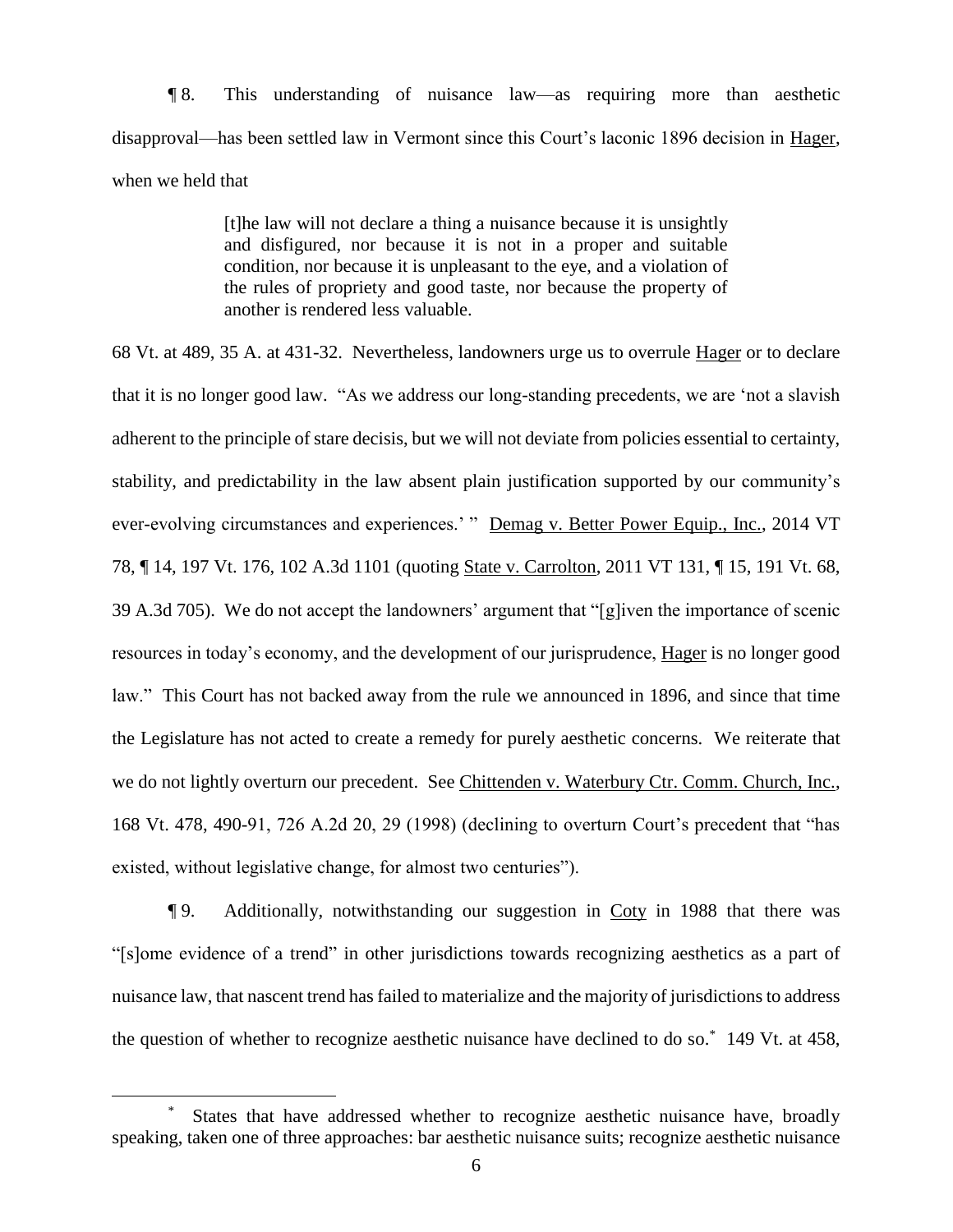¶ 8. This understanding of nuisance law—as requiring more than aesthetic disapproval—has been settled law in Vermont since this Court's laconic 1896 decision in Hager, when we held that

> [t]he law will not declare a thing a nuisance because it is unsightly and disfigured, nor because it is not in a proper and suitable condition, nor because it is unpleasant to the eye, and a violation of the rules of propriety and good taste, nor because the property of another is rendered less valuable.

68 Vt. at 489, 35 A. at 431-32. Nevertheless, landowners urge us to overrule Hager or to declare that it is no longer good law. "As we address our long-standing precedents, we are 'not a slavish adherent to the principle of stare decisis, but we will not deviate from policies essential to certainty, stability, and predictability in the law absent plain justification supported by our community's ever-evolving circumstances and experiences.' " Demag v. Better Power Equip., Inc., 2014 VT 78, ¶ 14, 197 Vt. 176, 102 A.3d 1101 (quoting State v. Carrolton, 2011 VT 131, ¶ 15, 191 Vt. 68, 39 A.3d 705). We do not accept the landowners' argument that "[g]iven the importance of scenic resources in today's economy, and the development of our jurisprudence, Hager is no longer good law." This Court has not backed away from the rule we announced in 1896, and since that time the Legislature has not acted to create a remedy for purely aesthetic concerns. We reiterate that we do not lightly overturn our precedent. See Chittenden v. Waterbury Ctr. Comm. Church, Inc., 168 Vt. 478, 490-91, 726 A.2d 20, 29 (1998) (declining to overturn Court's precedent that "has existed, without legislative change, for almost two centuries").

¶ 9. Additionally, notwithstanding our suggestion in Coty in 1988 that there was "[s]ome evidence of a trend" in other jurisdictions towards recognizing aesthetics as a part of nuisance law, that nascent trend has failed to materialize and the majority of jurisdictions to address the question of whether to recognize aesthetic nuisance have declined to do so.* 149 Vt. at 458,

---

\* States that have addressed whether to recognize aesthetic nuisance have, broadly speaking, taken one of three approaches: bar aesthetic nuisance suits; recognize aesthetic nuisance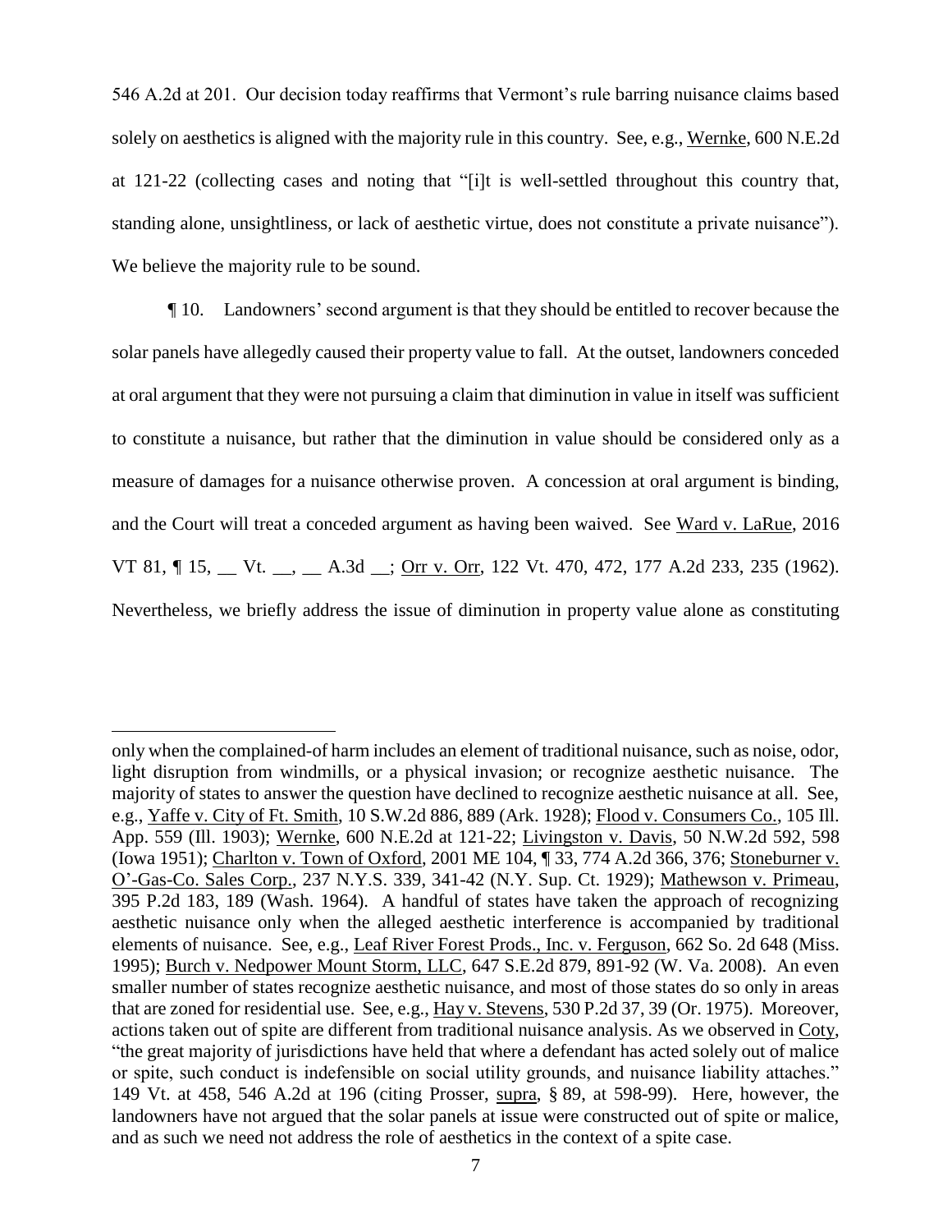546 A.2d at 201. Our decision today reaffirms that Vermont's rule barring nuisance claims based solely on aesthetics is aligned with the majority rule in this country. See, e.g., Wernke, 600 N.E.2d at 121-22 (collecting cases and noting that "[i]t is well-settled throughout this country that, standing alone, unsightliness, or lack of aesthetic virtue, does not constitute a private nuisance"). We believe the majority rule to be sound.

¶ 10. Landowners' second argument is that they should be entitled to recover because the solar panels have allegedly caused their property value to fall. At the outset, landowners conceded at oral argument that they were not pursuing a claim that diminution in value in itself was sufficient to constitute a nuisance, but rather that the diminution in value should be considered only as a measure of damages for a nuisance otherwise proven. A concession at oral argument is binding, and the Court will treat a conceded argument as having been waived. See Ward v. LaRue, 2016 VT 81, ¶ 15, __ Vt. __, __ A.3d __; Orr v. Orr, 122 Vt. 470, 472, 177 A.2d 233, 235 (1962). Nevertheless, we briefly address the issue of diminution in property value alone as constituting

---

only when the complained-of harm includes an element of traditional nuisance, such as noise, odor, light disruption from windmills, or a physical invasion; or recognize aesthetic nuisance. The majority of states to answer the question have declined to recognize aesthetic nuisance at all. See, e.g., Yaffe v. City of Ft. Smith, 10 S.W.2d 886, 889 (Ark. 1928); Flood v. Consumers Co., 105 Ill. App. 559 (Ill. 1903); Wernke, 600 N.E.2d at 121-22; Livingston v. Davis, 50 N.W.2d 592, 598 (Iowa 1951); Charlton v. Town of Oxford, 2001 ME 104, ¶ 33, 774 A.2d 366, 376; Stoneburner v. O'-Gas-Co. Sales Corp., 237 N.Y.S. 339, 341-42 (N.Y. Sup. Ct. 1929); Mathewson v. Primeau, 395 P.2d 183, 189 (Wash. 1964). A handful of states have taken the approach of recognizing aesthetic nuisance only when the alleged aesthetic interference is accompanied by traditional elements of nuisance. See, e.g., Leaf River Forest Prods., Inc. v. Ferguson, 662 So. 2d 648 (Miss. 1995); Burch v. Nedpower Mount Storm, LLC, 647 S.E.2d 879, 891-92 (W. Va. 2008). An even smaller number of states recognize aesthetic nuisance, and most of those states do so only in areas that are zoned for residential use. See, e.g., Hay v. Stevens, 530 P.2d 37, 39 (Or. 1975). Moreover, actions taken out of spite are different from traditional nuisance analysis. As we observed in Coty, "the great majority of jurisdictions have held that where a defendant has acted solely out of malice or spite, such conduct is indefensible on social utility grounds, and nuisance liability attaches." 149 Vt. at 458, 546 A.2d at 196 (citing Prosser, supra, § 89, at 598-99). Here, however, the landowners have not argued that the solar panels at issue were constructed out of spite or malice, and as such we need not address the role of aesthetics in the context of a spite case.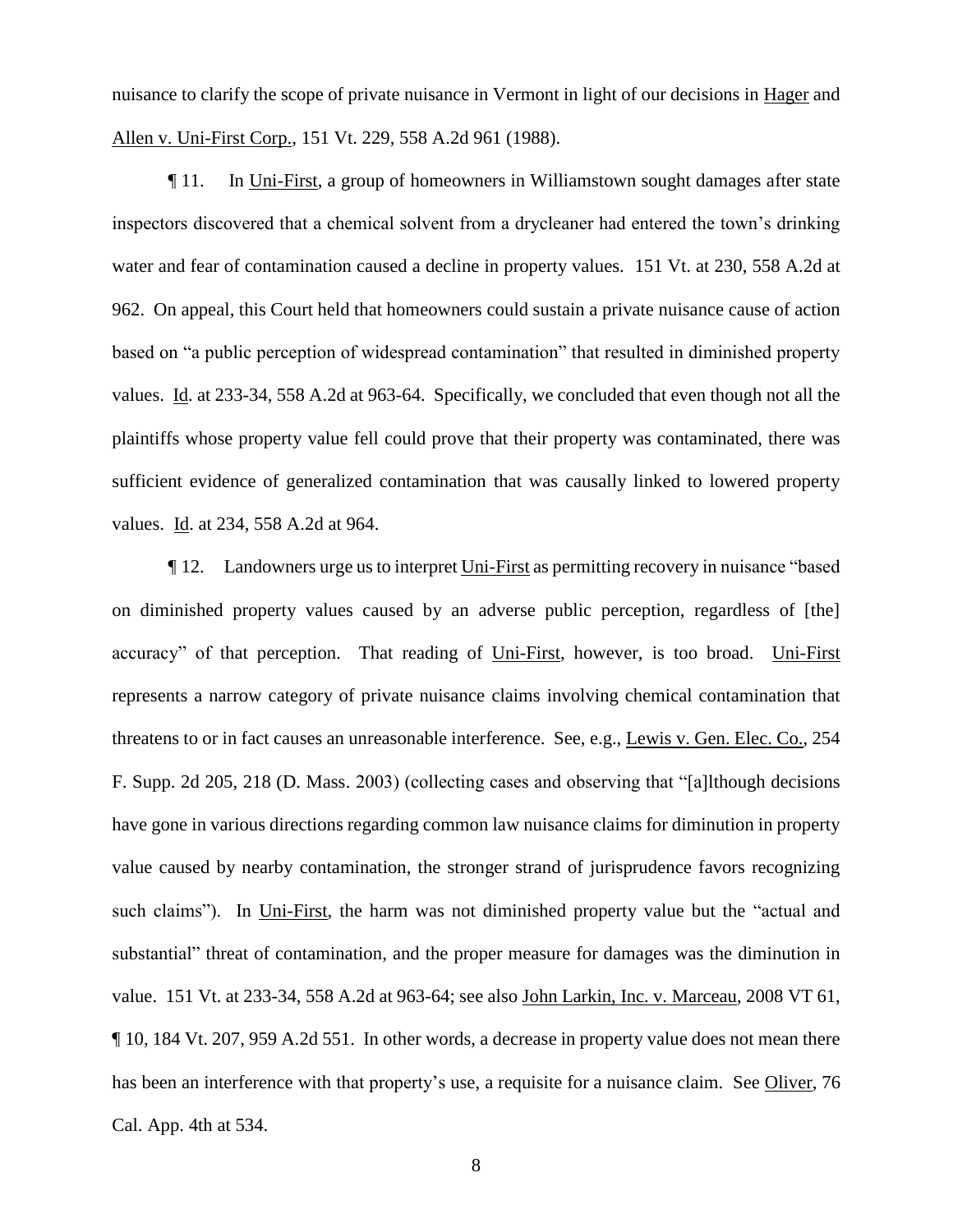nuisance to clarify the scope of private nuisance in Vermont in light of our decisions in Hager and Allen v. Uni-First Corp., 151 Vt. 229, 558 A.2d 961 (1988).

¶ 11. In Uni-First, a group of homeowners in Williamstown sought damages after state inspectors discovered that a chemical solvent from a drycleaner had entered the town's drinking water and fear of contamination caused a decline in property values. 151 Vt. at 230, 558 A.2d at 962. On appeal, this Court held that homeowners could sustain a private nuisance cause of action based on "a public perception of widespread contamination" that resulted in diminished property values. Id. at 233-34, 558 A.2d at 963-64. Specifically, we concluded that even though not all the plaintiffs whose property value fell could prove that their property was contaminated, there was sufficient evidence of generalized contamination that was causally linked to lowered property values. Id. at 234, 558 A.2d at 964.

¶ 12. Landowners urge us to interpret Uni-First as permitting recovery in nuisance "based on diminished property values caused by an adverse public perception, regardless of [the] accuracy" of that perception. That reading of Uni-First, however, is too broad. Uni-First represents a narrow category of private nuisance claims involving chemical contamination that threatens to or in fact causes an unreasonable interference. See, e.g., Lewis v. Gen. Elec. Co., 254 F. Supp. 2d 205, 218 (D. Mass. 2003) (collecting cases and observing that "[a]lthough decisions have gone in various directions regarding common law nuisance claims for diminution in property value caused by nearby contamination, the stronger strand of jurisprudence favors recognizing such claims"). In Uni-First, the harm was not diminished property value but the "actual and substantial" threat of contamination, and the proper measure for damages was the diminution in value. 151 Vt. at 233-34, 558 A.2d at 963-64; see also John Larkin, Inc. v. Marceau, 2008 VT 61, ¶ 10, 184 Vt. 207, 959 A.2d 551. In other words, a decrease in property value does not mean there has been an interference with that property's use, a requisite for a nuisance claim. See Oliver, 76 Cal. App. 4th at 534.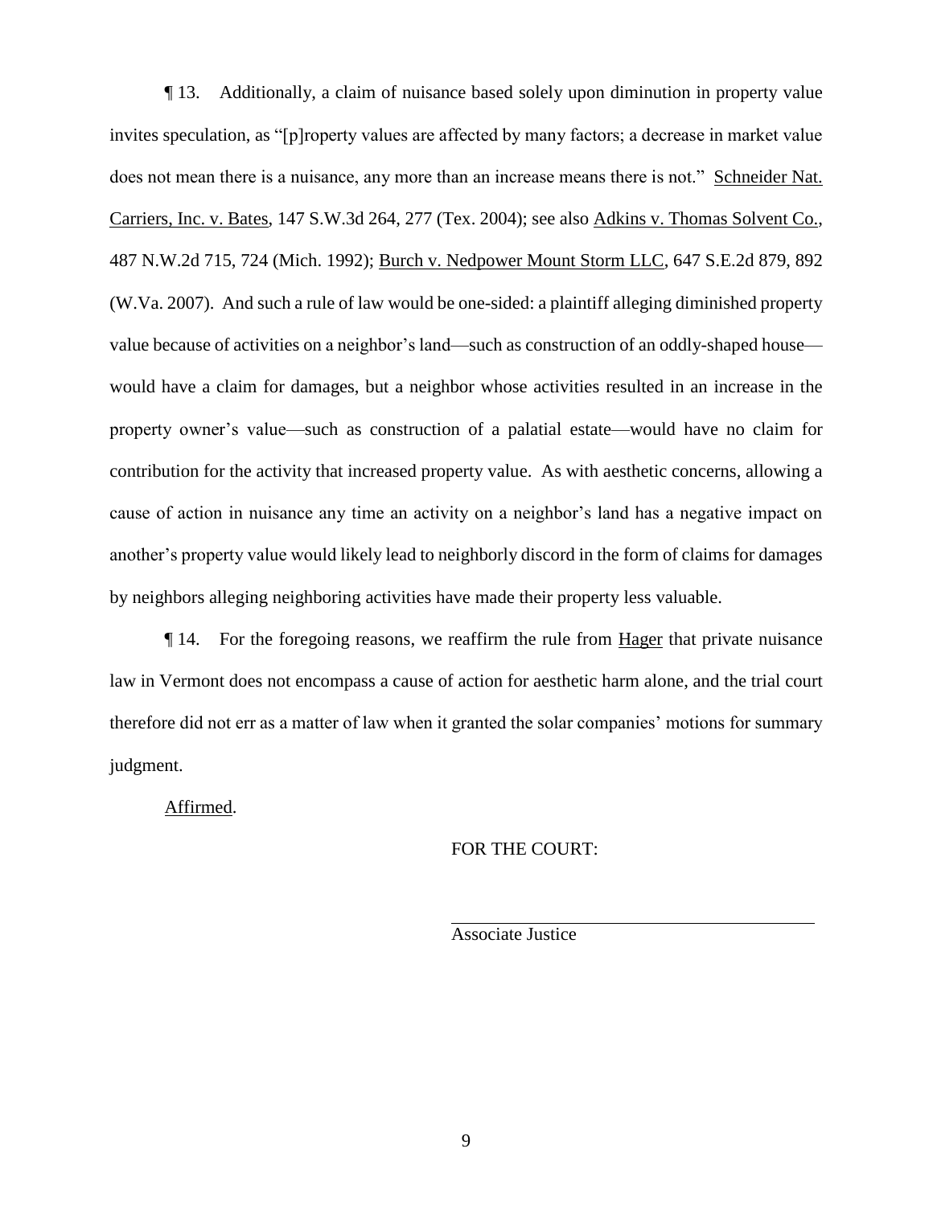¶ 13. Additionally, a claim of nuisance based solely upon diminution in property value invites speculation, as "[p]roperty values are affected by many factors; a decrease in market value does not mean there is a nuisance, any more than an increase means there is not." Schneider Nat. Carriers, Inc. v. Bates, 147 S.W.3d 264, 277 (Tex. 2004); see also Adkins v. Thomas Solvent Co., 487 N.W.2d 715, 724 (Mich. 1992); Burch v. Nedpower Mount Storm LLC, 647 S.E.2d 879, 892 (W.Va. 2007). And such a rule of law would be one-sided: a plaintiff alleging diminished property value because of activities on a neighbor's land—such as construction of an oddly-shaped house—would have a claim for damages, but a neighbor whose activities resulted in an increase in the property owner's value—such as construction of a palatial estate—would have no claim for contribution for the activity that increased property value. As with aesthetic concerns, allowing a cause of action in nuisance any time an activity on a neighbor's land has a negative impact on another's property value would likely lead to neighborly discord in the form of claims for damages by neighbors alleging neighboring activities have made their property less valuable.

¶ 14. For the foregoing reasons, we reaffirm the rule from Hager that private nuisance law in Vermont does not encompass a cause of action for aesthetic harm alone, and the trial court therefore did not err as a matter of law when it granted the solar companies' motions for summary judgment.

Affirmed.

FOR THE COURT:

\_\_\_\_\_\_\_\_\_\_\_\_\_\_\_\_\_\_\_\_\_\_\_\_\_\_\_\_\_\_\_\_\_\_\_\_\_\_\_\_

Associate Justice